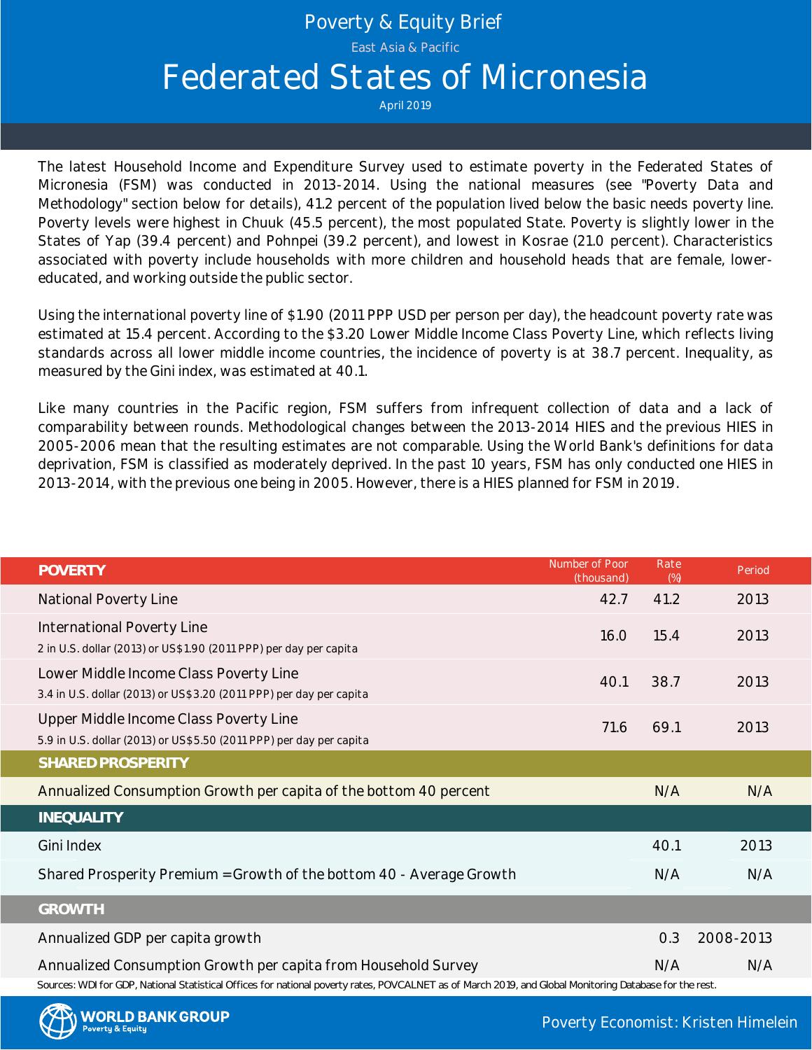# Poverty & Equity Brief

East Asia & Pacific

# Federated States of Micronesia

April 2019

The latest Household Income and Expenditure Survey used to estimate poverty in the Federated States of Micronesia (FSM) was conducted in 2013-2014. Using the national measures (see "Poverty Data and Methodology" section below for details), 41.2 percent of the population lived below the basic needs poverty line. Poverty levels were highest in Chuuk (45.5 percent), the most populated State. Poverty is slightly lower in the States of Yap (39.4 percent) and Pohnpei (39.2 percent), and lowest in Kosrae (21.0 percent). Characteristics associated with poverty include households with more children and household heads that are female, lower-educated, and working outside the public sector.

Using the international poverty line of $1.90 (2011 PPP USD per person per day), the headcount poverty rate was estimated at 15.4 percent. According to the $3.20 Lower Middle Income Class Poverty Line, which reflects living standards across all lower middle income countries, the incidence of poverty is at 38.7 percent. Inequality, as measured by the Gini index, was estimated at 40.1.

Like many countries in the Pacific region, FSM suffers from infrequent collection of data and a lack of comparability between rounds. Methodological changes between the 2013-2014 HIES and the previous HIES in 2005-2006 mean that the resulting estimates are not comparable. Using the World Bank's definitions for data deprivation, FSM is classified as moderately deprived. In the past 10 years, FSM has only conducted one HIES in 2013-2014, with the previous one being in 2005. However, there is a HIES planned for FSM in 2019.

| **POVERTY** | Number of Poor (thousand) | Rate (%) | Period |
|---|---|---|---|
| National Poverty Line | 42.7 | 41.2 | 2013 |
| International Poverty Line<br>2 in U.S. dollar (2013) or US$1.90 (2011 PPP) per day per capita | 16.0 | 15.4 | 2013 |
| Lower Middle Income Class Poverty Line<br>3.4 in U.S. dollar (2013) or US$3.20 (2011 PPP) per day per capita | 40.1 | 38.7 | 2013 |
| Upper Middle Income Class Poverty Line<br>5.9 in U.S. dollar (2013) or US$5.50 (2011 PPP) per day per capita | 71.6 | 69.1 | 2013 |
| **SHARED PROSPERITY** | | | |
| Annualized Consumption Growth per capita of the bottom 40 percent | | N/A | N/A |
| **INEQUALITY** | | | |
| Gini Index | | 40.1 | 2013 |
| Shared Prosperity Premium = Growth of the bottom 40 - Average Growth | | N/A | N/A |
| **GROWTH** | | | |
| Annualized GDP per capita growth | | 0.3 | 2008-2013 |
| Annualized Consumption Growth per capita from Household Survey | | N/A | N/A |

Sources: WDI for GDP, National Statistical Offices for national poverty rates, POVCALNET as of March 2019, and Global Monitoring Database for the rest.

WORLD BANK GROUP Poverty & Equity

Poverty Economist: Kristen Himelein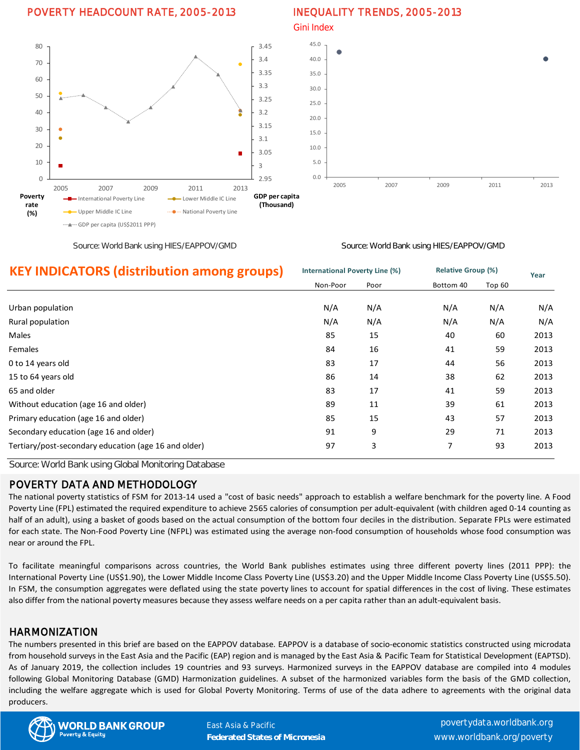## POVERTY HEADCOUNT RATE, 2005-2013

80
70
60
50
40
30
20
10
0

3.45
3.4
3.35
3.3
3.25
3.2
3.15
3.1
3.05
3
2.95

2005 2007 2009 2011 2013

Poverty rate (%)

GDP per capita (Thousand)

International Poverty Line
Lower Middle IC Line
Upper Middle IC Line
National Poverty Line
GDP per capita (US$2011 PPP)

Source: World Bank using HIES/EAPPOV/GMD

## INEQUALITY TRENDS, 2005-2013

Gini Index

45.0
40.0
35.0
30.0
25.0
20.0
15.0
10.0
5.0
0.0

2005 2007 2009 2011 2013

Source: World Bank using HIES/EAPPOV/GMD

## KEY INDICATORS (distribution among groups)

| | International Poverty Line (%) | | Relative Group (%) | | Year |
|---|---|---|---|---|---|
| | Non-Poor | Poor | Bottom 40 | Top 60 | |
| Urban population | N/A | N/A | N/A | N/A | N/A |
| Rural population | N/A | N/A | N/A | N/A | N/A |
| Males | 85 | 15 | 40 | 60 | 2013 |
| Females | 84 | 16 | 41 | 59 | 2013 |
| 0 to 14 years old | 83 | 17 | 44 | 56 | 2013 |
| 15 to 64 years old | 86 | 14 | 38 | 62 | 2013 |
| 65 and older | 83 | 17 | 41 | 59 | 2013 |
| Without education (age 16 and older) | 89 | 11 | 39 | 61 | 2013 |
| Primary education (age 16 and older) | 85 | 15 | 43 | 57 | 2013 |
| Secondary education (age 16 and older) | 91 | 9 | 29 | 71 | 2013 |
| Tertiary/post-secondary education (age 16 and older) | 97 | 3 | 7 | 93 | 2013 |

Source: World Bank using Global Monitoring Database

## POVERTY DATA AND METHODOLOGY

The national poverty statistics of FSM for 2013-14 used a "cost of basic needs" approach to establish a welfare benchmark for the poverty line. A Food Poverty Line (FPL) estimated the required expenditure to achieve 2565 calories of consumption per adult-equivalent (with children aged 0-14 counting as half of an adult), using a basket of goods based on the actual consumption of the bottom four deciles in the distribution. Separate FPLs were estimated for each state. The Non-Food Poverty Line (NFPL) was estimated using the average non-food consumption of households whose food consumption was near or around the FPL.

To facilitate meaningful comparisons across countries, the World Bank publishes estimates using three different poverty lines (2011 PPP): the International Poverty Line (US$1.90), the Lower Middle Income Class Poverty Line (US$3.20) and the Upper Middle Income Class Poverty Line (US$5.50). In FSM, the consumption aggregates were deflated using the state poverty lines to account for spatial differences in the cost of living. These estimates also differ from the national poverty measures because they assess welfare needs on a per capita rather than an adult-equivalent basis.

## HARMONIZATION

The numbers presented in this brief are based on the EAPPOV database. EAPPOV is a database of socio-economic statistics constructed using microdata from household surveys in the East Asia and the Pacific (EAP) region and is managed by the East Asia & Pacific Team for Statistical Development (EAPTSD). As of January 2019, the collection includes 19 countries and 93 surveys. Harmonized surveys in the EAPPOV database are compiled into 4 modules following Global Monitoring Database (GMD) Harmonization guidelines. A subset of the harmonized variables form the basis of the GMD collection, including the welfare aggregate which is used for Global Poverty Monitoring. Terms of use of the data adhere to agreements with the original data producers.

WORLD BANK GROUP Poverty & Equity

East Asia & Pacific
**Federated States of Micronesia**

povertydata.worldbank.org
www.worldbank.org/poverty